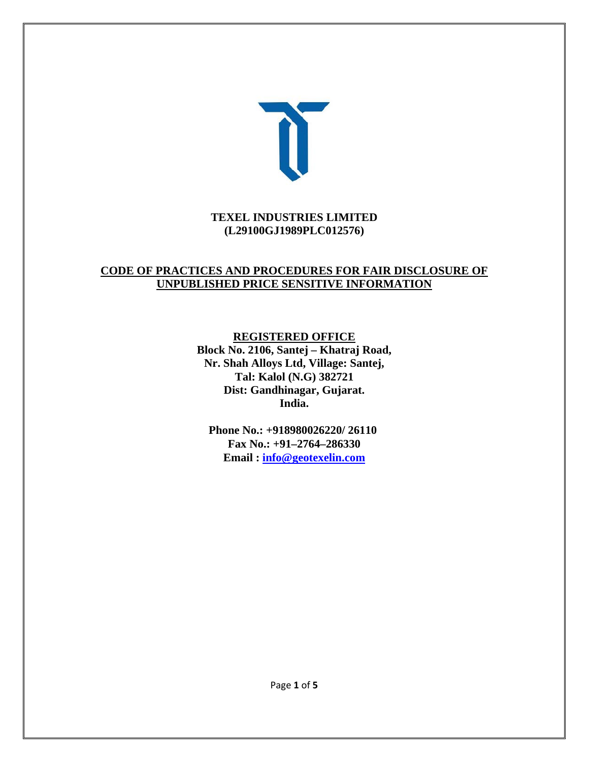# TEXEL INDUSTRIES LIMITED
**(L29100GJ1989PLC012576)**

## CODE OF PRACTICES AND PROCEDURES FOR FAIR DISCLOSURE OF UNPUBLISHED PRICE SENSITIVE INFORMATION

**REGISTERED OFFICE**
**Block No. 2106, Santej – Khatraj Road,**
**Nr. Shah Alloys Ltd, Village: Santej,**
**Tal: Kalol (N.G) 382721**
**Dist: Gandhinagar, Gujarat.**
**India.**

**Phone No.: +918980026220/ 26110**
**Fax No.: +91–2764–286330**
**Email : info@geotexelin.com**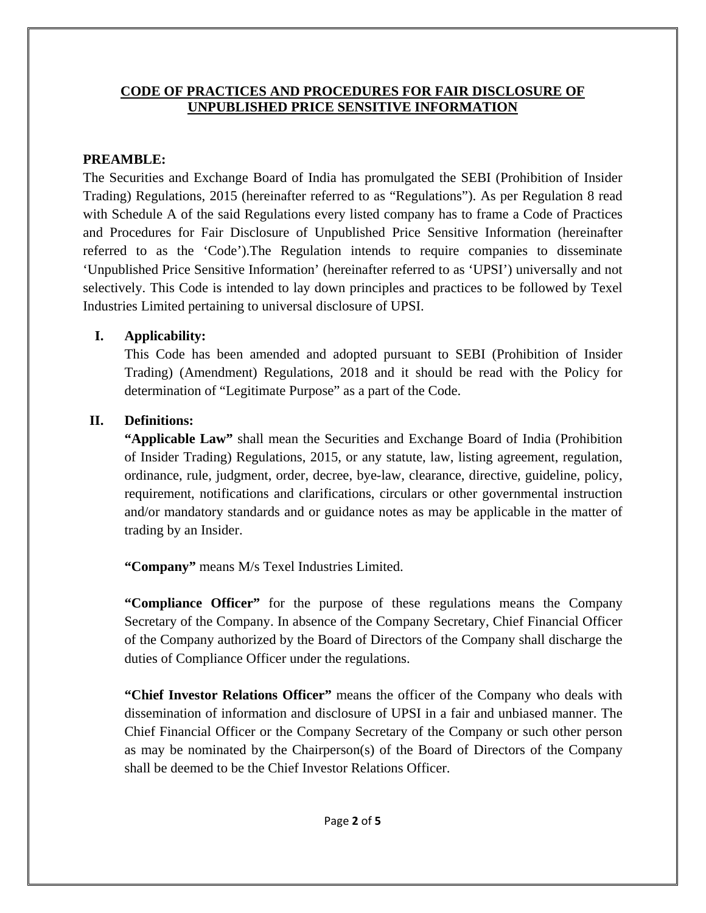## CODE OF PRACTICES AND PROCEDURES FOR FAIR DISCLOSURE OF UNPUBLISHED PRICE SENSITIVE INFORMATION

**PREAMBLE:**

The Securities and Exchange Board of India has promulgated the SEBI (Prohibition of Insider Trading) Regulations, 2015 (hereinafter referred to as "Regulations"). As per Regulation 8 read with Schedule A of the said Regulations every listed company has to frame a Code of Practices and Procedures for Fair Disclosure of Unpublished Price Sensitive Information (hereinafter referred to as the 'Code').The Regulation intends to require companies to disseminate 'Unpublished Price Sensitive Information' (hereinafter referred to as 'UPSI') universally and not selectively. This Code is intended to lay down principles and practices to be followed by Texel Industries Limited pertaining to universal disclosure of UPSI.

**I. Applicability:**

This Code has been amended and adopted pursuant to SEBI (Prohibition of Insider Trading) (Amendment) Regulations, 2018 and it should be read with the Policy for determination of "Legitimate Purpose" as a part of the Code.

**II. Definitions:**

**"Applicable Law"** shall mean the Securities and Exchange Board of India (Prohibition of Insider Trading) Regulations, 2015, or any statute, law, listing agreement, regulation, ordinance, rule, judgment, order, decree, bye-law, clearance, directive, guideline, policy, requirement, notifications and clarifications, circulars or other governmental instruction and/or mandatory standards and or guidance notes as may be applicable in the matter of trading by an Insider.

**"Company"** means M/s Texel Industries Limited.

**"Compliance Officer"** for the purpose of these regulations means the Company Secretary of the Company. In absence of the Company Secretary, Chief Financial Officer of the Company authorized by the Board of Directors of the Company shall discharge the duties of Compliance Officer under the regulations.

**"Chief Investor Relations Officer"** means the officer of the Company who deals with dissemination of information and disclosure of UPSI in a fair and unbiased manner. The Chief Financial Officer or the Company Secretary of the Company or such other person as may be nominated by the Chairperson(s) of the Board of Directors of the Company shall be deemed to be the Chief Investor Relations Officer.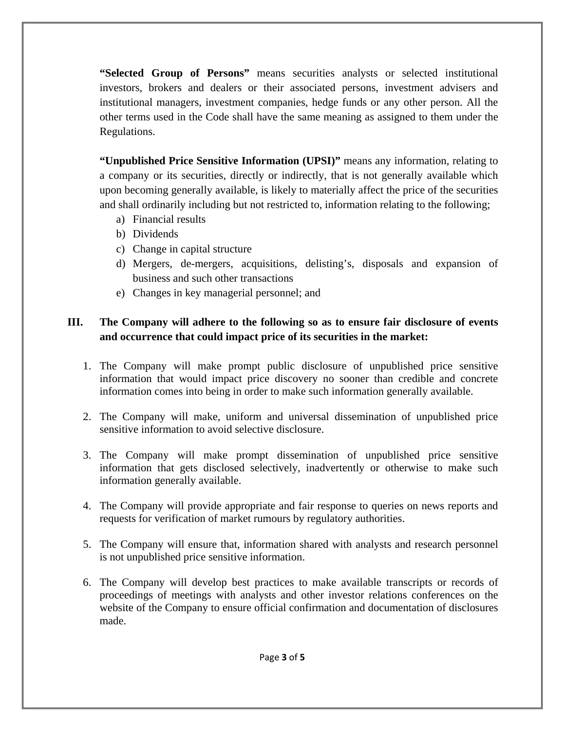**"Selected Group of Persons"** means securities analysts or selected institutional investors, brokers and dealers or their associated persons, investment advisers and institutional managers, investment companies, hedge funds or any other person. All the other terms used in the Code shall have the same meaning as assigned to them under the Regulations.

**"Unpublished Price Sensitive Information (UPSI)"** means any information, relating to a company or its securities, directly or indirectly, that is not generally available which upon becoming generally available, is likely to materially affect the price of the securities and shall ordinarily including but not restricted to, information relating to the following;

a) Financial results
b) Dividends
c) Change in capital structure
d) Mergers, de-mergers, acquisitions, delisting's, disposals and expansion of business and such other transactions
e) Changes in key managerial personnel; and

## III. The Company will adhere to the following so as to ensure fair disclosure of events and occurrence that could impact price of its securities in the market:

1. The Company will make prompt public disclosure of unpublished price sensitive information that would impact price discovery no sooner than credible and concrete information comes into being in order to make such information generally available.

2. The Company will make, uniform and universal dissemination of unpublished price sensitive information to avoid selective disclosure.

3. The Company will make prompt dissemination of unpublished price sensitive information that gets disclosed selectively, inadvertently or otherwise to make such information generally available.

4. The Company will provide appropriate and fair response to queries on news reports and requests for verification of market rumours by regulatory authorities.

5. The Company will ensure that, information shared with analysts and research personnel is not unpublished price sensitive information.

6. The Company will develop best practices to make available transcripts or records of proceedings of meetings with analysts and other investor relations conferences on the website of the Company to ensure official confirmation and documentation of disclosures made.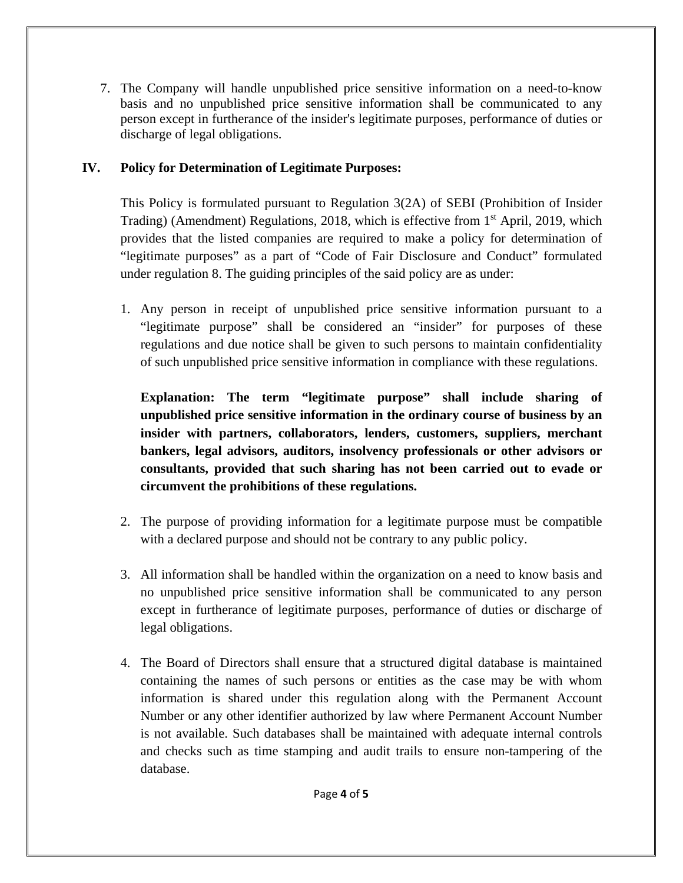7. The Company will handle unpublished price sensitive information on a need-to-know basis and no unpublished price sensitive information shall be communicated to any person except in furtherance of the insider's legitimate purposes, performance of duties or discharge of legal obligations.

## IV. Policy for Determination of Legitimate Purposes:

This Policy is formulated pursuant to Regulation 3(2A) of SEBI (Prohibition of Insider Trading) (Amendment) Regulations, 2018, which is effective from 1st April, 2019, which provides that the listed companies are required to make a policy for determination of "legitimate purposes" as a part of "Code of Fair Disclosure and Conduct" formulated under regulation 8. The guiding principles of the said policy are as under:

1. Any person in receipt of unpublished price sensitive information pursuant to a "legitimate purpose" shall be considered an "insider" for purposes of these regulations and due notice shall be given to such persons to maintain confidentiality of such unpublished price sensitive information in compliance with these regulations.

   **Explanation: The term "legitimate purpose" shall include sharing of unpublished price sensitive information in the ordinary course of business by an insider with partners, collaborators, lenders, customers, suppliers, merchant bankers, legal advisors, auditors, insolvency professionals or other advisors or consultants, provided that such sharing has not been carried out to evade or circumvent the prohibitions of these regulations.**

2. The purpose of providing information for a legitimate purpose must be compatible with a declared purpose and should not be contrary to any public policy.

3. All information shall be handled within the organization on a need to know basis and no unpublished price sensitive information shall be communicated to any person except in furtherance of legitimate purposes, performance of duties or discharge of legal obligations.

4. The Board of Directors shall ensure that a structured digital database is maintained containing the names of such persons or entities as the case may be with whom information is shared under this regulation along with the Permanent Account Number or any other identifier authorized by law where Permanent Account Number is not available. Such databases shall be maintained with adequate internal controls and checks such as time stamping and audit trails to ensure non-tampering of the database.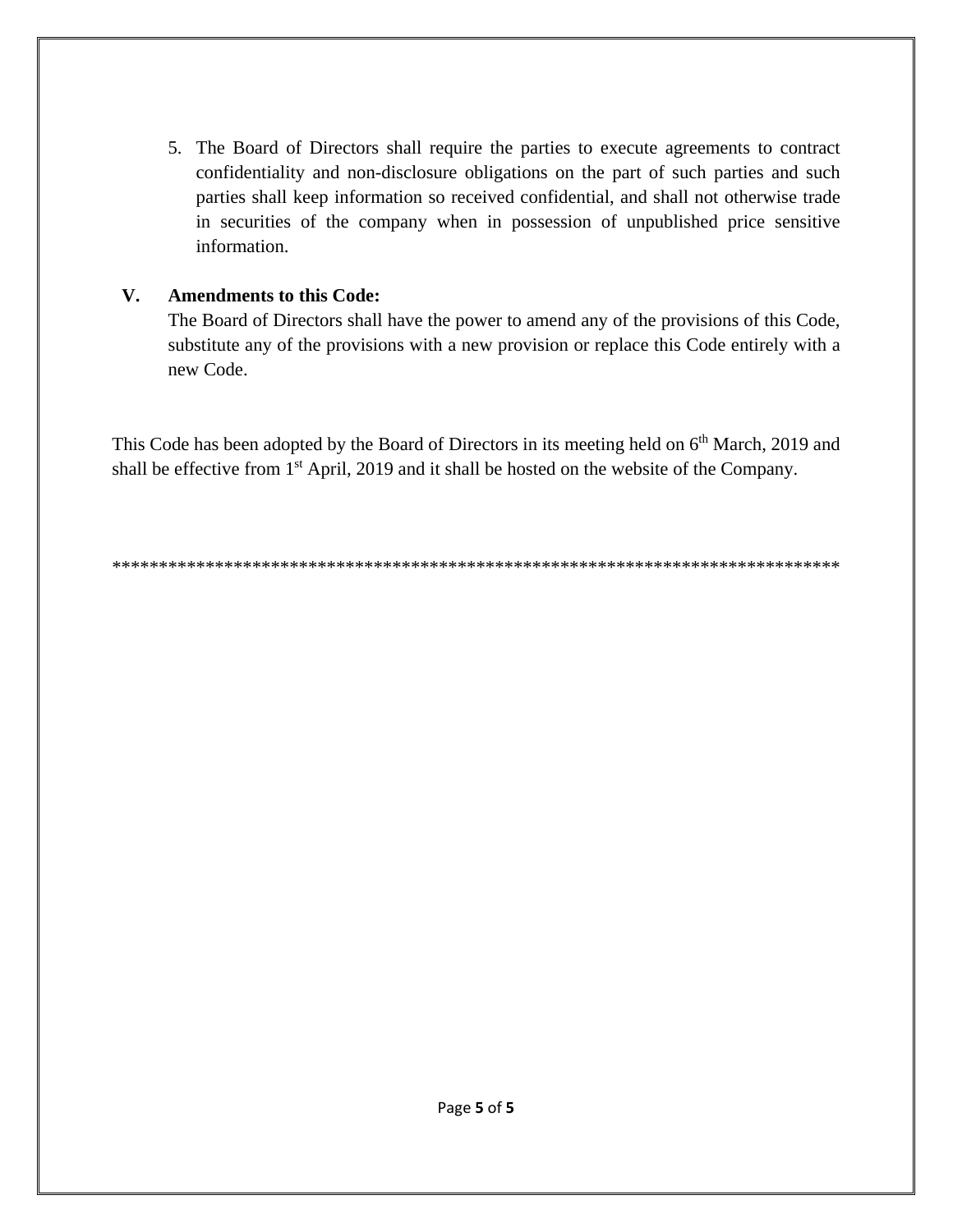5. The Board of Directors shall require the parties to execute agreements to contract confidentiality and non-disclosure obligations on the part of such parties and such parties shall keep information so received confidential, and shall not otherwise trade in securities of the company when in possession of unpublished price sensitive information.

## V. Amendments to this Code:

The Board of Directors shall have the power to amend any of the provisions of this Code, substitute any of the provisions with a new provision or replace this Code entirely with a new Code.

This Code has been adopted by the Board of Directors in its meeting held on 6th March, 2019 and shall be effective from 1st April, 2019 and it shall be hosted on the website of the Company.

*******************************************************************************